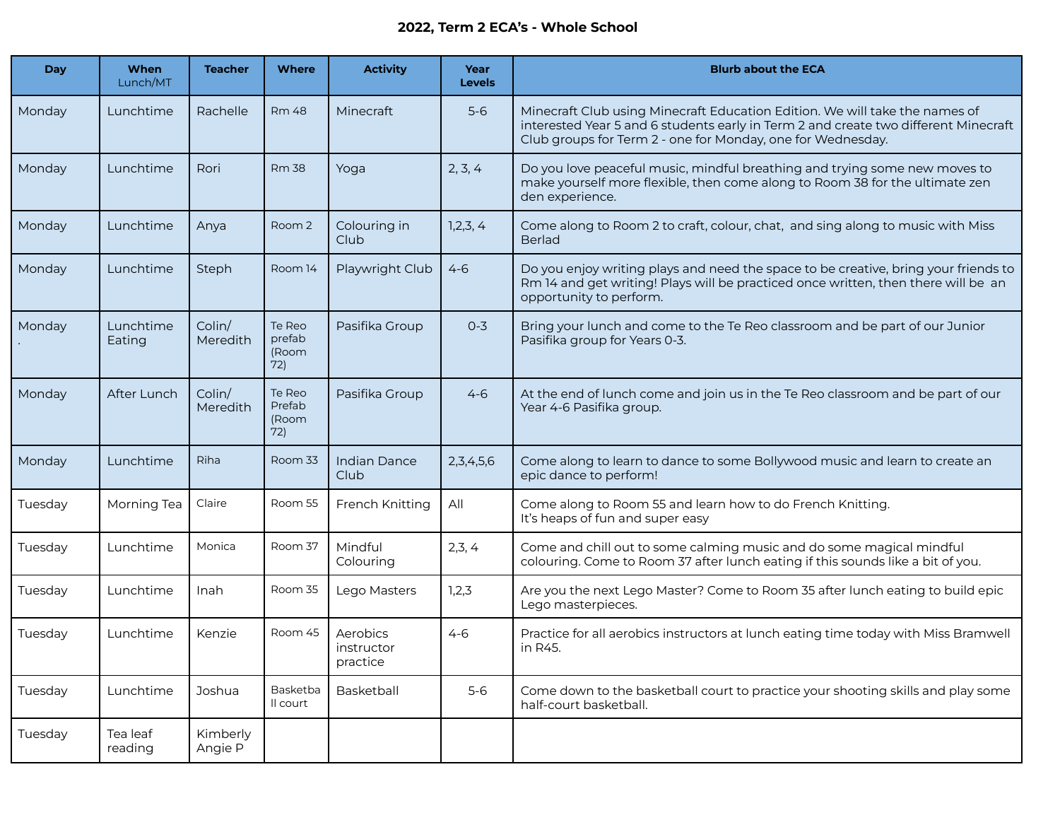**2022, Term 2 ECA's - Whole School**

| Day | When Lunch/MT | Teacher | Where | Activity | Year Levels | Blurb about the ECA |
|---|---|---|---|---|---|---|
| Monday | Lunchtime | Rachelle | Rm 48 | Minecraft | 5-6 | Minecraft Club using Minecraft Education Edition. We will take the names of interested Year 5 and 6 students early in Term 2 and create two different Minecraft Club groups for Term 2 - one for Monday, one for Wednesday. |
| Monday | Lunchtime | Rori | Rm 38 | Yoga | 2, 3, 4 | Do you love peaceful music, mindful breathing and trying some new moves to make yourself more flexible, then come along to Room 38 for the ultimate zen den experience. |
| Monday | Lunchtime | Anya | Room 2 | Colouring in Club | 1,2,3, 4 | Come along to Room 2 to craft, colour, chat, and sing along to music with Miss Berlad |
| Monday | Lunchtime | Steph | Room 14 | Playwright Club | 4-6 | Do you enjoy writing plays and need the space to be creative, bring your friends to Rm 14 and get writing! Plays will be practiced once written, then there will be an opportunity to perform. |
| Monday . | Lunchtime Eating | Colin/ Meredith | Te Reo prefab (Room 72) | Pasifika Group | 0-3 | Bring your lunch and come to the Te Reo classroom and be part of our Junior Pasifika group for Years 0-3. |
| Monday | After Lunch | Colin/ Meredith | Te Reo Prefab (Room 72) | Pasifika Group | 4-6 | At the end of lunch come and join us in the Te Reo classroom and be part of our Year 4-6 Pasifika group. |
| Monday | Lunchtime | Riha | Room 33 | Indian Dance Club | 2,3,4,5,6 | Come along to learn to dance to some Bollywood music and learn to create an epic dance to perform! |
| Tuesday | Morning Tea | Claire | Room 55 | French Knitting | All | Come along to Room 55 and learn how to do French Knitting.<br>It's heaps of fun and super easy |
| Tuesday | Lunchtime | Monica | Room 37 | Mindful Colouring | 2,3, 4 | Come and chill out to some calming music and do some magical mindful colouring. Come to Room 37 after lunch eating if this sounds like a bit of you. |
| Tuesday | Lunchtime | Inah | Room 35 | Lego Masters | 1,2,3 | Are you the next Lego Master? Come to Room 35 after lunch eating to build epic Lego masterpieces. |
| Tuesday | Lunchtime | Kenzie | Room 45 | Aerobics instructor practice | 4-6 | Practice for all aerobics instructors at lunch eating time today with Miss Bramwell in R45. |
| Tuesday | Lunchtime | Joshua | Basketball court | Basketball | 5-6 | Come down to the basketball court to practice your shooting skills and play some half-court basketball. |
| Tuesday | Tea leaf reading | Kimberly Angie P | | | | |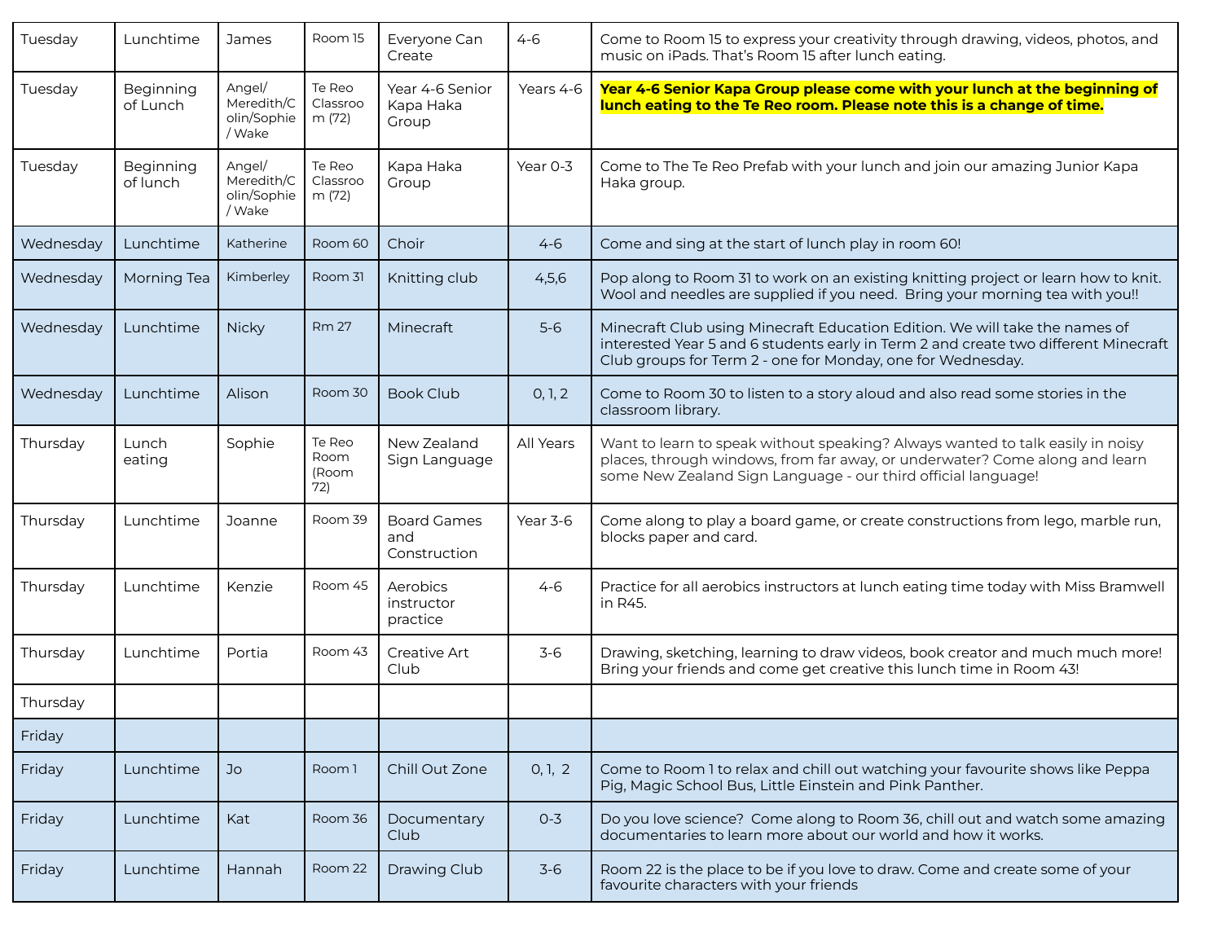| Tuesday | Lunchtime | James | Room 15 | Everyone Can Create | 4-6 | Come to Room 15 to express your creativity through drawing, videos, photos, and music on iPads. That's Room 15 after lunch eating. |
|---|---|---|---|---|---|---|
| Tuesday | Beginning of Lunch | Angel/ Meredith/Colin/Sophie / Wake | Te Reo Classroom (72) | Year 4-6 Senior Kapa Haka Group | Years 4-6 | **Year 4-6 Senior Kapa Group please come with your lunch at the beginning of lunch eating to the Te Reo room. Please note this is a change of time.** |
| Tuesday | Beginning of lunch | Angel/ Meredith/Colin/Sophie / Wake | Te Reo Classroom (72) | Kapa Haka Group | Year 0-3 | Come to The Te Reo Prefab with your lunch and join our amazing Junior Kapa Haka group. |
| Wednesday | Lunchtime | Katherine | Room 60 | Choir | 4-6 | Come and sing at the start of lunch play in room 60! |
| Wednesday | Morning Tea | Kimberley | Room 31 | Knitting club | 4,5,6 | Pop along to Room 31 to work on an existing knitting project or learn how to knit. Wool and needles are supplied if you need. Bring your morning tea with you!! |
| Wednesday | Lunchtime | Nicky | Rm 27 | Minecraft | 5-6 | Minecraft Club using Minecraft Education Edition. We will take the names of interested Year 5 and 6 students early in Term 2 and create two different Minecraft Club groups for Term 2 - one for Monday, one for Wednesday. |
| Wednesday | Lunchtime | Alison | Room 30 | Book Club | 0, 1, 2 | Come to Room 30 to listen to a story aloud and also read some stories in the classroom library. |
| Thursday | Lunch eating | Sophie | Te Reo Room (Room 72) | New Zealand Sign Language | All Years | Want to learn to speak without speaking? Always wanted to talk easily in noisy places, through windows, from far away, or underwater? Come along and learn some New Zealand Sign Language - our third official language! |
| Thursday | Lunchtime | Joanne | Room 39 | Board Games and Construction | Year 3-6 | Come along to play a board game, or create constructions from lego, marble run, blocks paper and card. |
| Thursday | Lunchtime | Kenzie | Room 45 | Aerobics instructor practice | 4-6 | Practice for all aerobics instructors at lunch eating time today with Miss Bramwell in R45. |
| Thursday | Lunchtime | Portia | Room 43 | Creative Art Club | 3-6 | Drawing, sketching, learning to draw videos, book creator and much much more! Bring your friends and come get creative this lunch time in Room 43! |
| Thursday | | | | | | |
| Friday | | | | | | |
| Friday | Lunchtime | Jo | Room 1 | Chill Out Zone | 0, 1, 2 | Come to Room 1 to relax and chill out watching your favourite shows like Peppa Pig, Magic School Bus, Little Einstein and Pink Panther. |
| Friday | Lunchtime | Kat | Room 36 | Documentary Club | 0-3 | Do you love science? Come along to Room 36, chill out and watch some amazing documentaries to learn more about our world and how it works. |
| Friday | Lunchtime | Hannah | Room 22 | Drawing Club | 3-6 | Room 22 is the place to be if you love to draw. Come and create some of your favourite characters with your friends |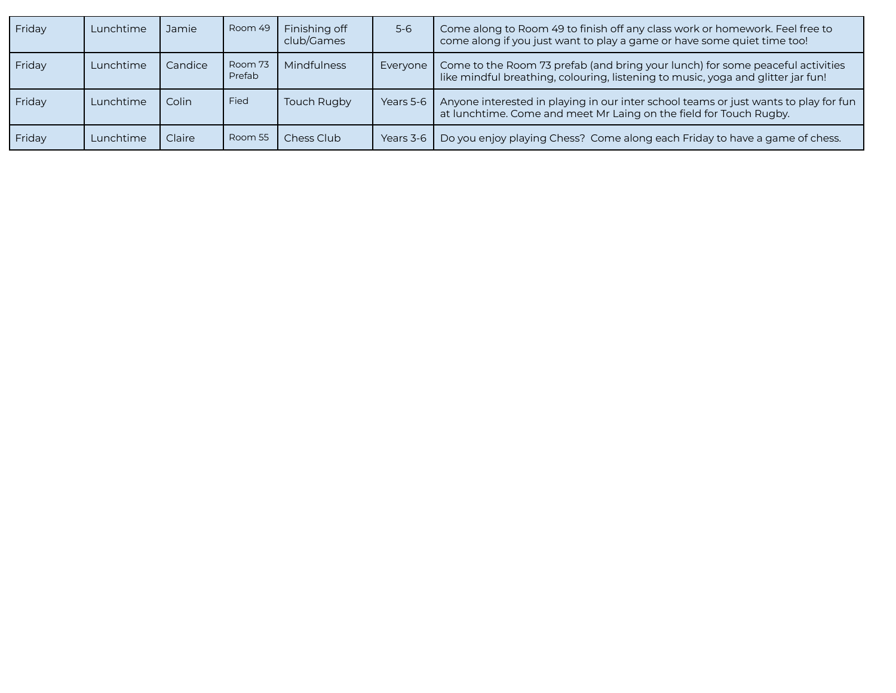| | | | | | | |
|---|---|---|---|---|---|---|
| Friday | Lunchtime | Jamie | Room 49 | Finishing off club/Games | 5-6 | Come along to Room 49 to finish off any class work or homework. Feel free to come along if you just want to play a game or have some quiet time too! |
| Friday | Lunchtime | Candice | Room 73 Prefab | Mindfulness | Everyone | Come to the Room 73 prefab (and bring your lunch) for some peaceful activities like mindful breathing, colouring, listening to music, yoga and glitter jar fun! |
| Friday | Lunchtime | Colin | Fied | Touch Rugby | Years 5-6 | Anyone interested in playing in our inter school teams or just wants to play for fun at lunchtime. Come and meet Mr Laing on the field for Touch Rugby. |
| Friday | Lunchtime | Claire | Room 55 | Chess Club | Years 3-6 | Do you enjoy playing Chess? Come along each Friday to have a game of chess. |